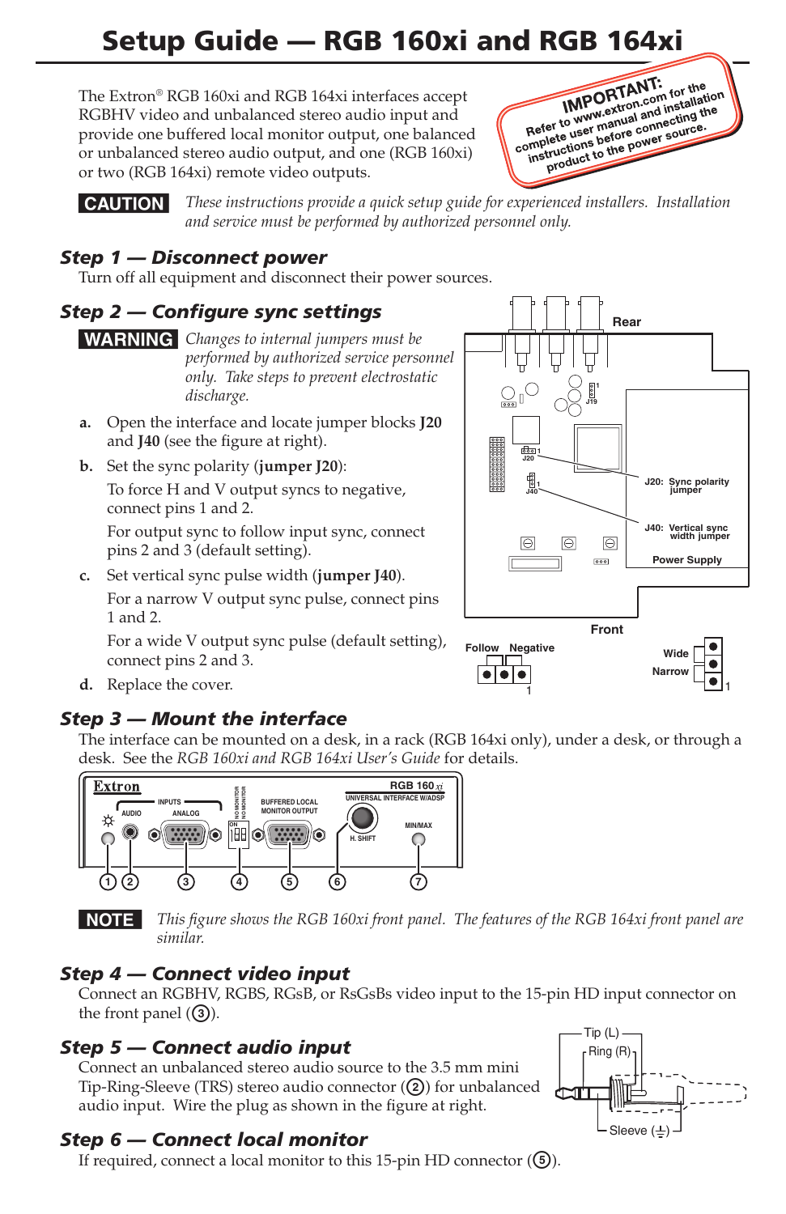# Setup Guide — RGB 160xi and RGB 164xi

The Extron® RGB 160xi and RGB 164xi interfaces accept RGBHV video and unbalanced stereo audio input and provide one buffered local monitor output, one balanced or unbalanced stereo audio output, and one (RGB 160xi) or two (RGB 164xi) remote video outputs.

**IMPORTANT:** Refer to www.extron.com for the complete user manual and installation instructions before connecting the product to the power source.

**CAUTION** *These instructions provide a quick setup guide for experienced installers. Installation and service must be performed by authorized personnel only.*

## Step 1 — Disconnect power

Turn off all equipment and disconnect their power sources.

## Step 2 — Configure sync settings

**WARNING** *Changes to internal jumpers must be performed by authorized service personnel only. Take steps to prevent electrostatic discharge.*

**a.** Open the interface and locate jumper blocks **J20** and **J40** (see the figure at right).

**b.** Set the sync polarity (**jumper J20**):

To force H and V output syncs to negative, connect pins 1 and 2.

For output sync to follow input sync, connect pins 2 and 3 (default setting).

**c.** Set vertical sync pulse width (**jumper J40**).

For a narrow V output sync pulse, connect pins 1 and 2.

For a wide V output sync pulse (default setting), connect pins 2 and 3.

**d.** Replace the cover.

Rear | J19 | J20 | J40 | J20: Sync polarity jumper | J40: Vertical sync width jumper | Power Supply | Front | Follow | Negative | Wide | Narrow

## Step 3 — Mount the interface

The interface can be mounted on a desk, in a rack (RGB 164xi only), under a desk, or through a desk. See the *RGB 160xi and RGB 164xi User's Guide* for details.

Extron | RGB 160 xi | UNIVERSAL INTERFACE W/ADSP | INPUTS | AUDIO | ANALOG | NO MONITOR | BUFFERED LOCAL MONITOR OUTPUT | H. SHIFT | MIN/MAX | ① ② ③ ④ ⑤ ⑥ ⑦

**NOTE** *This figure shows the RGB 160xi front panel. The features of the RGB 164xi front panel are similar.*

## Step 4 — Connect video input

Connect an RGBHV, RGBS, RGsB, or RsGsBs video input to the 15-pin HD input connector on the front panel (③).

## Step 5 — Connect audio input

Connect an unbalanced stereo audio source to the 3.5 mm mini Tip-Ring-Sleeve (TRS) stereo audio connector (②) for unbalanced audio input. Wire the plug as shown in the figure at right.

Tip (L) | Ring (R) | Sleeve (⏚)

## Step 6 — Connect local monitor

If required, connect a local monitor to this 15-pin HD connector (⑤).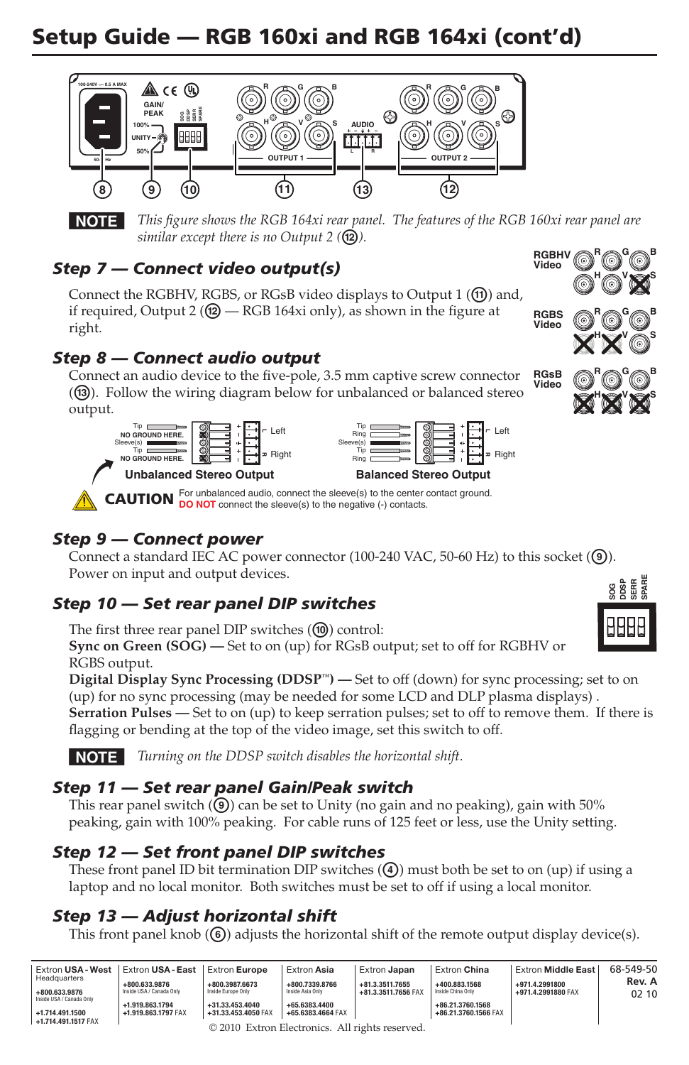# Setup Guide — RGB 160xi and RGB 164xi (cont'd)

100-240V ~ 0.5 A MAX

GAIN/ PEAK

100%

UNITY

50%

50-60 Hz

SOG DDSP SERR SPARE

R G B

H V S

OUTPUT 1

AUDIO

L R

R G B

H V S

OUTPUT 2

8 9 10 11 13 12

**NOTE** *This figure shows the RGB 164xi rear panel. The features of the RGB 160xi rear panel are similar except there is no Output 2 (12).*

## Step 7 — Connect video output(s)

Connect the RGBHV, RGBS, or RGsB video displays to Output 1 (11) and, if required, Output 2 (12 — RGB 164xi only), as shown in the figure at right.

RGBHV Video

RGBS Video

RGsB Video

## Step 8 — Connect audio output

Connect an audio device to the five-pole, 3.5 mm captive screw connector (13). Follow the wiring diagram below for unbalanced or balanced stereo output.

Tip
NO GROUND HERE.
Sleeve(s)
Tip
NO GROUND HERE.
Left
Right

**Unbalanced Stereo Output**

Tip
Ring
Sleeve(s)
Tip
Ring
Left
Right

**Balanced Stereo Output**

**CAUTION** For unbalanced audio, connect the sleeve(s) to the center contact ground. **DO NOT** connect the sleeve(s) to the negative (-) contacts.

## Step 9 — Connect power

Connect a standard IEC AC power connector (100-240 VAC, 50-60 Hz) to this socket (9). Power on input and output devices.

## Step 10 — Set rear panel DIP switches

SOG DDSP SERR SPARE

The first three rear panel DIP switches (10) control:

**Sync on Green (SOG) —** Set to on (up) for RGsB output; set to off for RGBHV or RGBS output.

**Digital Display Sync Processing (DDSP™) —** Set to off (down) for sync processing; set to on (up) for no sync processing (may be needed for some LCD and DLP plasma displays) .

**Serration Pulses —** Set to on (up) to keep serration pulses; set to off to remove them. If there is flagging or bending at the top of the video image, set this switch to off.

**NOTE** *Turning on the DDSP switch disables the horizontal shift.*

## Step 11 — Set rear panel Gain/Peak switch

This rear panel switch (9) can be set to Unity (no gain and no peaking), gain with 50% peaking, gain with 100% peaking. For cable runs of 125 feet or less, use the Unity setting.

## Step 12 — Set front panel DIP switches

These front panel ID bit termination DIP switches (4) must both be set to on (up) if using a laptop and no local monitor. Both switches must be set to off if using a local monitor.

## Step 13 — Adjust horizontal shift

This front panel knob (6) adjusts the horizontal shift of the remote output display device(s).

| Extron USA - West Headquarters | Extron USA - East | Extron Europe | Extron Asia | Extron Japan | Extron China | Extron Middle East |
|---|---|---|---|---|---|---|
| +800.633.9876 Inside USA / Canada Only | +800.633.9876 Inside USA / Canada Only | +800.3987.6673 Inside Europe Only | +800.7339.8766 Inside Asia Only | +81.3.3511.7655 | +400.883.1568 Inside China Only | +971.4.2991800 |
| +1.714.491.1500 | +1.919.863.1794 | +31.33.453.4040 | +65.6383.4400 | +81.3.3511.7656 FAX | +86.21.3760.1568 | +971.4.2991880 FAX |
| +1.714.491.1517 FAX | +1.919.863.1797 FAX | +31.33.453.4050 FAX | +65.6383.4664 FAX | | +86.21.3760.1566 FAX | |

68-549-50
Rev. A
02 10

© 2010 Extron Electronics. All rights reserved.